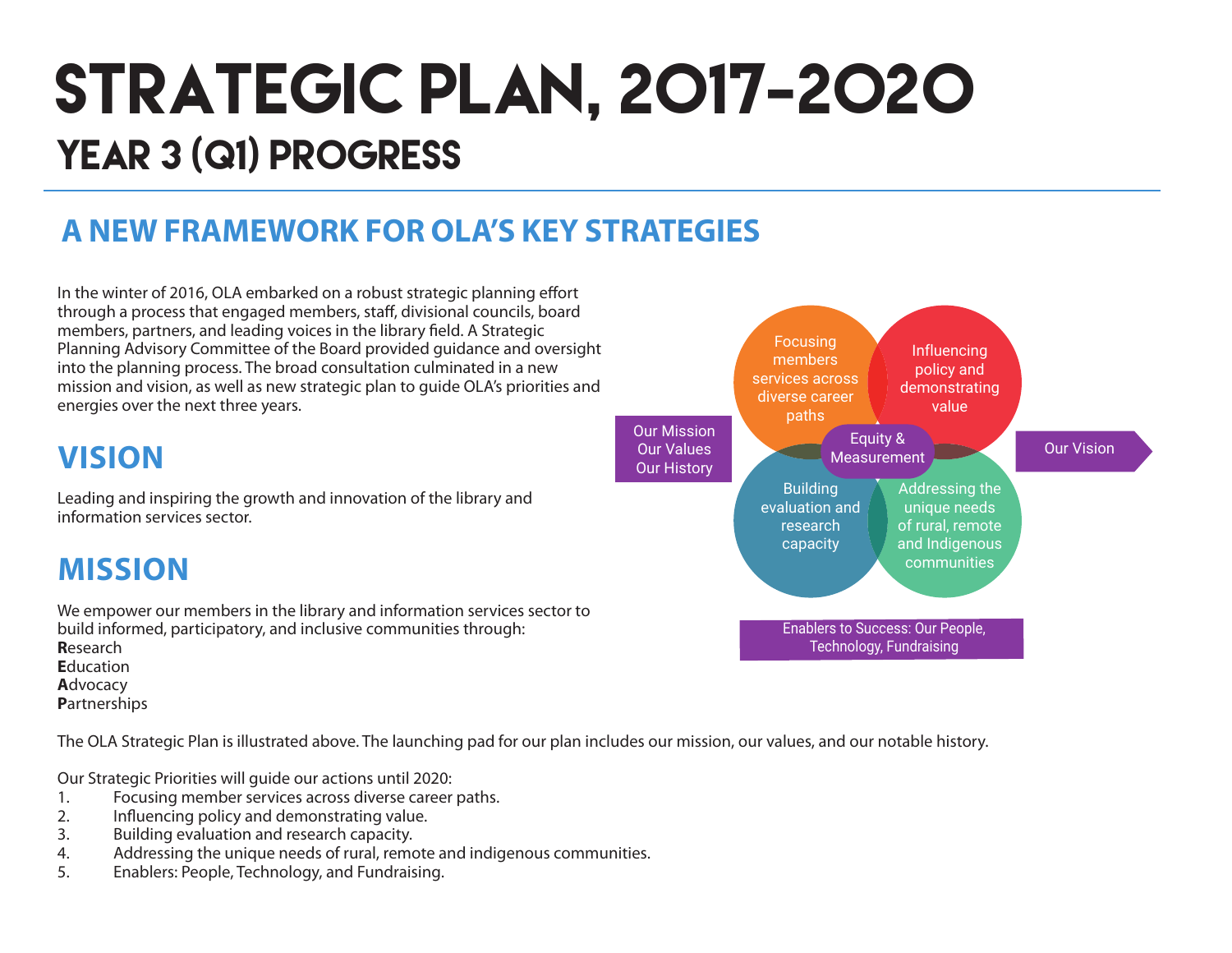# STRATEGIC PLAN, 2017-2020

## YEAR 3 (Q1) PROGRESS

## A NEW FRAMEWORK FOR OLA'S KEY STRATEGIES

In the winter of 2016, OLA embarked on a robust strategic planning effort through a process that engaged members, staff, divisional councils, board members, partners, and leading voices in the library field. A Strategic Planning Advisory Committee of the Board provided guidance and oversight into the planning process. The broad consultation culminated in a new mission and vision, as well as new strategic plan to guide OLA's priorities and energies over the next three years.

Our Mission
Our Values
Our History

Focusing members services across diverse career paths

Influencing policy and demonstrating value

Equity & Measurement

Building evaluation and research capacity

Addressing the unique needs of rural, remote and Indigenous communities

Our Vision

Enablers to Success: Our People, Technology, Fundraising

## VISION

Leading and inspiring the growth and innovation of the library and information services sector.

## MISSION

We empower our members in the library and information services sector to build informed, participatory, and inclusive communities through:
**R**esearch
**E**ducation
**A**dvocacy
**P**artnerships

The OLA Strategic Plan is illustrated above. The launching pad for our plan includes our mission, our values, and our notable history.

Our Strategic Priorities will guide our actions until 2020:

1. Focusing member services across diverse career paths.
2. Influencing policy and demonstrating value.
3. Building evaluation and research capacity.
4. Addressing the unique needs of rural, remote and indigenous communities.
5. Enablers: People, Technology, and Fundraising.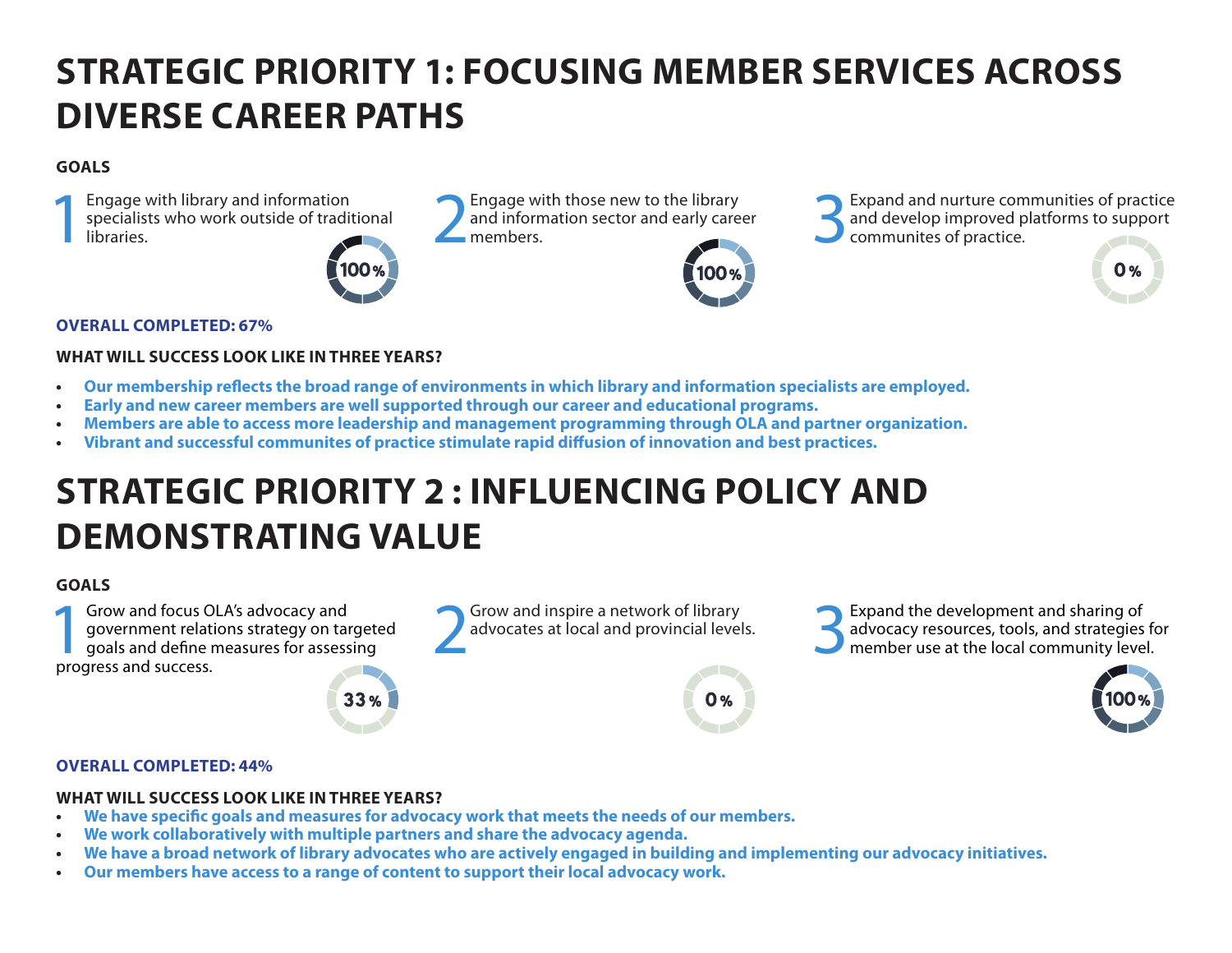# STRATEGIC PRIORITY 1: FOCUSING MEMBER SERVICES ACROSS DIVERSE CAREER PATHS

**GOALS**

1 Engage with library and information specialists who work outside of traditional libraries.

100%

2 Engage with those new to the library and information sector and early career members.

100%

3 Expand and nurture communities of practice and develop improved platforms to support communites of practice.

0%

**OVERALL COMPLETED: 67%**

**WHAT WILL SUCCESS LOOK LIKE IN THREE YEARS?**

- **Our membership reflects the broad range of environments in which library and information specialists are employed.**
- **Early and new career members are well supported through our career and educational programs.**
- **Members are able to access more leadership and management programming through OLA and partner organization.**
- **Vibrant and successful communites of practice stimulate rapid diffusion of innovation and best practices.**

# STRATEGIC PRIORITY 2 : INFLUENCING POLICY AND DEMONSTRATING VALUE

**GOALS**

1 Grow and focus OLA's advocacy and government relations strategy on targeted goals and define measures for assessing progress and success.

33%

2 Grow and inspire a network of library advocates at local and provincial levels.

0%

3 Expand the development and sharing of advocacy resources, tools, and strategies for member use at the local community level.

100%

**OVERALL COMPLETED: 44%**

**WHAT WILL SUCCESS LOOK LIKE IN THREE YEARS?**

- **We have specific goals and measures for advocacy work that meets the needs of our members.**
- **We work collaboratively with multiple partners and share the advocacy agenda.**
- **We have a broad network of library advocates who are actively engaged in building and implementing our advocacy initiatives.**
- **Our members have access to a range of content to support their local advocacy work.**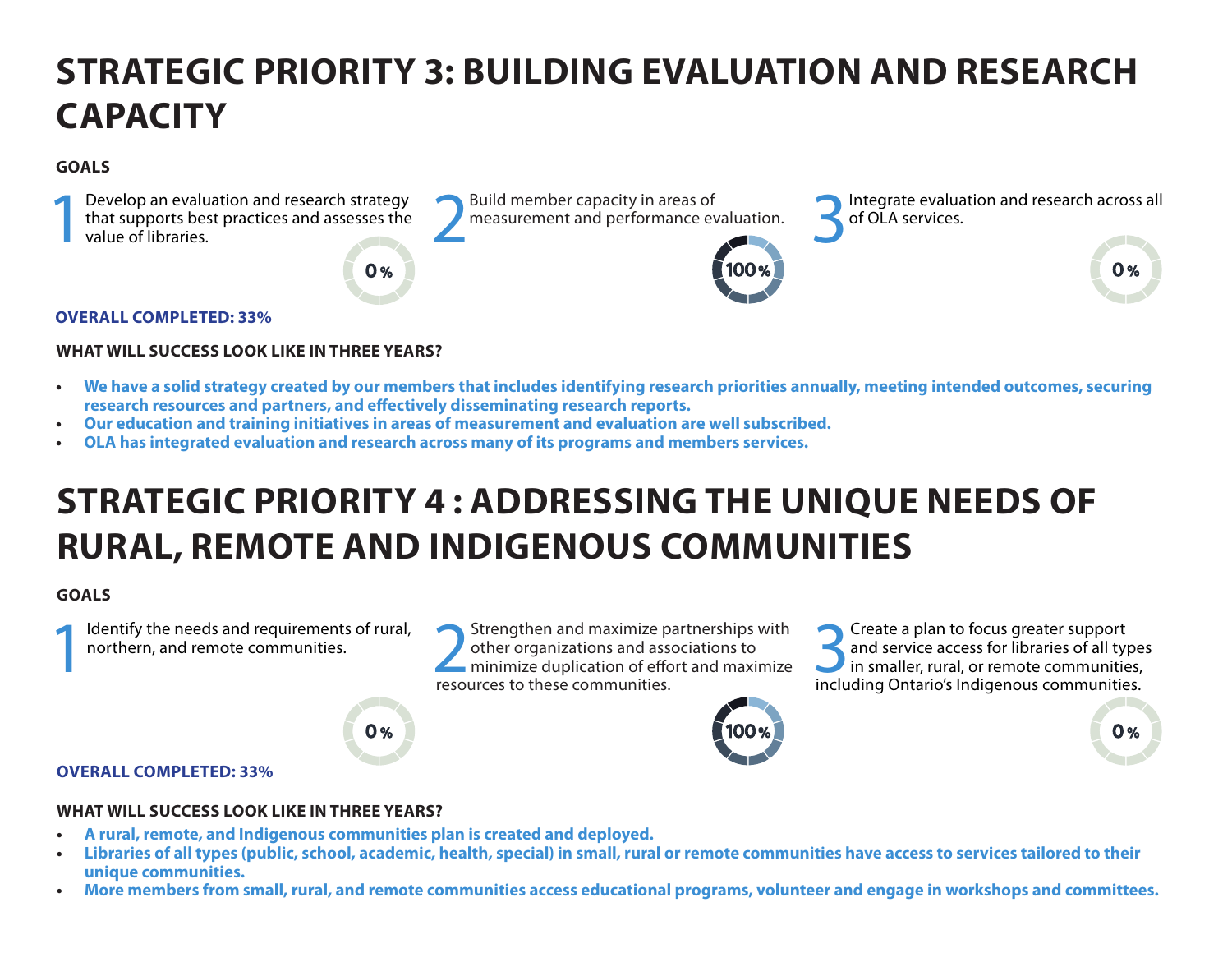# STRATEGIC PRIORITY 3: BUILDING EVALUATION AND RESEARCH CAPACITY

**GOALS**

1. Develop an evaluation and research strategy that supports best practices and assesses the value of libraries.
   0%

2. Build member capacity in areas of measurement and performance evaluation.
   100%

3. Integrate evaluation and research across all of OLA services.
   0%

**OVERALL COMPLETED: 33%**

**WHAT WILL SUCCESS LOOK LIKE IN THREE YEARS?**

- **We have a solid strategy created by our members that includes identifying research priorities annually, meeting intended outcomes, securing research resources and partners, and effectively disseminating research reports.**
- **Our education and training initiatives in areas of measurement and evaluation are well subscribed.**
- **OLA has integrated evaluation and research across many of its programs and members services.**

# STRATEGIC PRIORITY 4 : ADDRESSING THE UNIQUE NEEDS OF RURAL, REMOTE AND INDIGENOUS COMMUNITIES

**GOALS**

1. Identify the needs and requirements of rural, northern, and remote communities.
   0%

2. Strengthen and maximize partnerships with other organizations and associations to minimize duplication of effort and maximize resources to these communities.
   100%

3. Create a plan to focus greater support and service access for libraries of all types in smaller, rural, or remote communities, including Ontario's Indigenous communities.
   0%

**OVERALL COMPLETED: 33%**

**WHAT WILL SUCCESS LOOK LIKE IN THREE YEARS?**

- **A rural, remote, and Indigenous communities plan is created and deployed.**
- **Libraries of all types (public, school, academic, health, special) in small, rural or remote communities have access to services tailored to their unique communities.**
- **More members from small, rural, and remote communities access educational programs, volunteer and engage in workshops and committees.**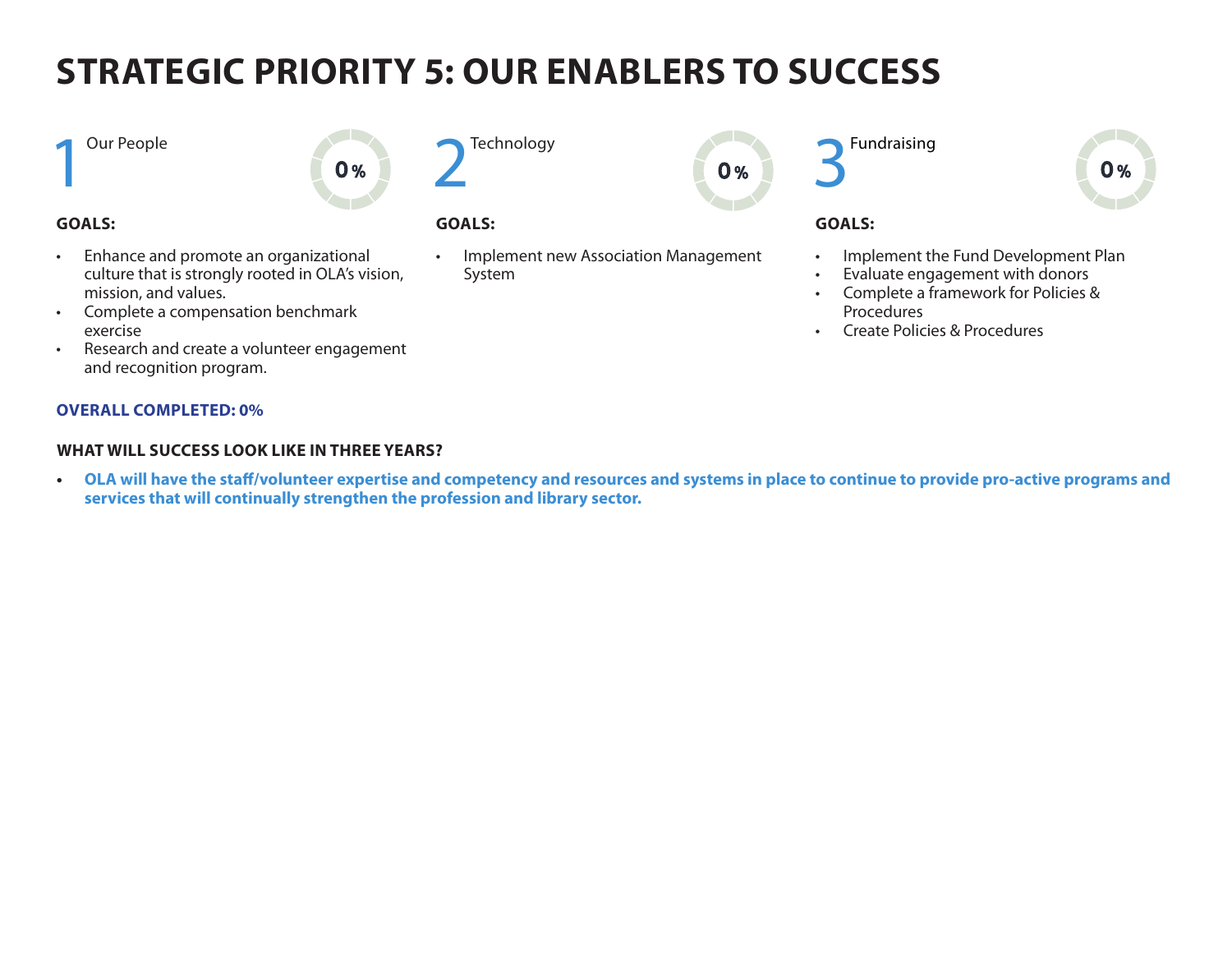# STRATEGIC PRIORITY 5: OUR ENABLERS TO SUCCESS

## 1 Our People

0%

**GOALS:**

- Enhance and promote an organizational culture that is strongly rooted in OLA's vision, mission, and values.
- Complete a compensation benchmark exercise
- Research and create a volunteer engagement and recognition program.

## 2 Technology

0%

**GOALS:**

- Implement new Association Management System

## 3 Fundraising

0%

**GOALS:**

- Implement the Fund Development Plan
- Evaluate engagement with donors
- Complete a framework for Policies & Procedures
- Create Policies & Procedures

**OVERALL COMPLETED: 0%**

**WHAT WILL SUCCESS LOOK LIKE IN THREE YEARS?**

- **OLA will have the staff/volunteer expertise and competency and resources and systems in place to continue to provide pro-active programs and services that will continually strengthen the profession and library sector.**